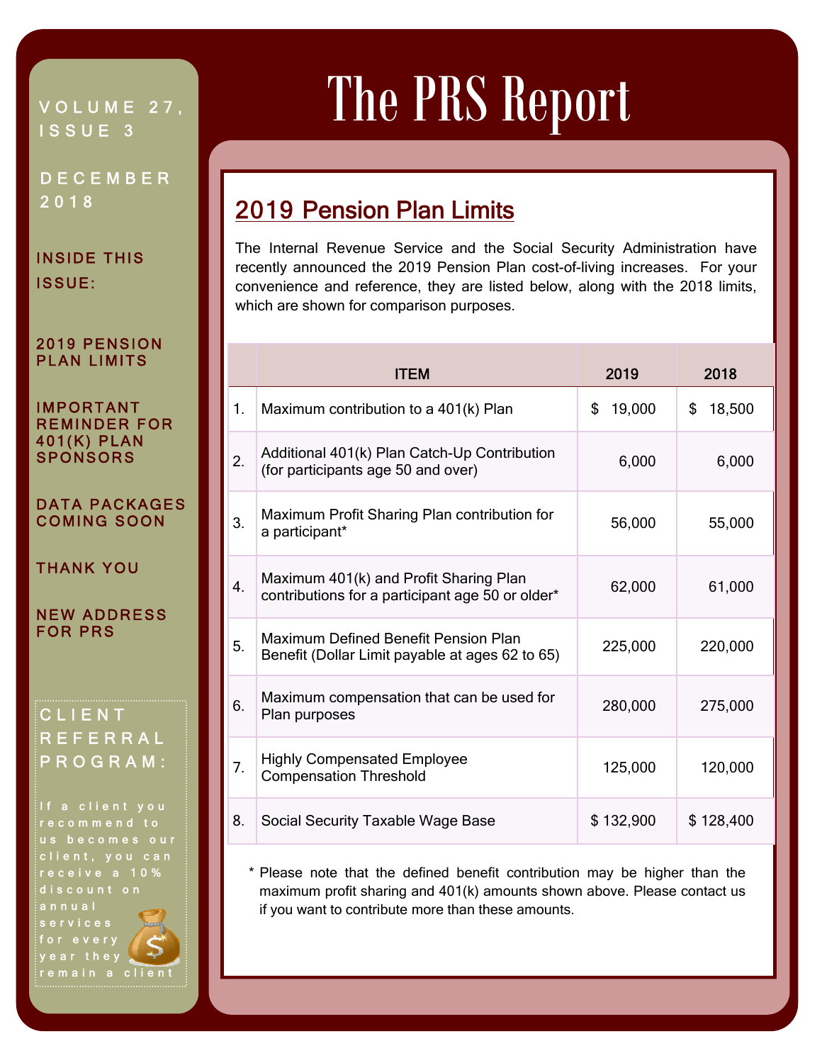# The PRS Report

VOLUME 27, ISSUE 3

DECEMBER 2018

**INSIDE THIS ISSUE:**

- 2019 PENSION PLAN LIMITS
- IMPORTANT REMINDER FOR 401(K) PLAN SPONSORS
- DATA PACKAGES COMING SOON
- THANK YOU
- NEW ADDRESS FOR PRS

**CLIENT REFERRAL PROGRAM:**

If a client you recommend to us becomes our client, you can receive a 10% discount on annual services for every year they remain a client

## 2019 Pension Plan Limits

The Internal Revenue Service and the Social Security Administration have recently announced the 2019 Pension Plan cost-of-living increases. For your convenience and reference, they are listed below, along with the 2018 limits, which are shown for comparison purposes.

| | ITEM | 2019 | 2018 |
|---|---|---|---|
| 1. | Maximum contribution to a 401(k) Plan | $ 19,000 | $ 18,500 |
| 2. | Additional 401(k) Plan Catch-Up Contribution (for participants age 50 and over) | 6,000 | 6,000 |
| 3. | Maximum Profit Sharing Plan contribution for a participant* | 56,000 | 55,000 |
| 4. | Maximum 401(k) and Profit Sharing Plan contributions for a participant age 50 or older* | 62,000 | 61,000 |
| 5. | Maximum Defined Benefit Pension Plan Benefit (Dollar Limit payable at ages 62 to 65) | 225,000 | 220,000 |
| 6. | Maximum compensation that can be used for Plan purposes | 280,000 | 275,000 |
| 7. | Highly Compensated Employee Compensation Threshold | 125,000 | 120,000 |
| 8. | Social Security Taxable Wage Base | $ 132,900 | $ 128,400 |

* Please note that the defined benefit contribution may be higher than the maximum profit sharing and 401(k) amounts shown above. Please contact us if you want to contribute more than these amounts.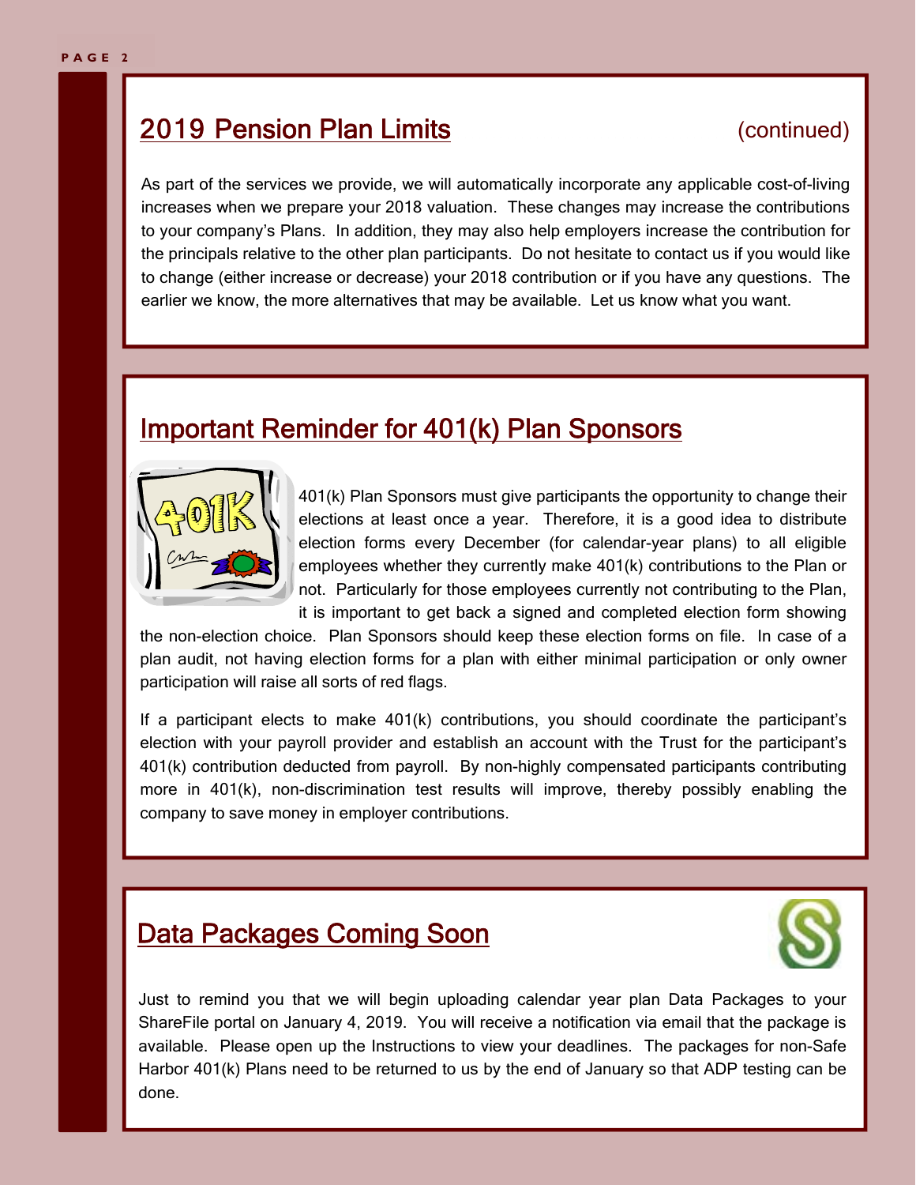## 2019 Pension Plan Limits (continued)

As part of the services we provide, we will automatically incorporate any applicable cost-of-living increases when we prepare your 2018 valuation. These changes may increase the contributions to your company's Plans. In addition, they may also help employers increase the contribution for the principals relative to the other plan participants. Do not hesitate to contact us if you would like to change (either increase or decrease) your 2018 contribution or if you have any questions. The earlier we know, the more alternatives that may be available. Let us know what you want.

## Important Reminder for 401(k) Plan Sponsors

401(k) Plan Sponsors must give participants the opportunity to change their elections at least once a year. Therefore, it is a good idea to distribute election forms every December (for calendar-year plans) to all eligible employees whether they currently make 401(k) contributions to the Plan or not. Particularly for those employees currently not contributing to the Plan, it is important to get back a signed and completed election form showing the non-election choice. Plan Sponsors should keep these election forms on file. In case of a plan audit, not having election forms for a plan with either minimal participation or only owner participation will raise all sorts of red flags.

If a participant elects to make 401(k) contributions, you should coordinate the participant's election with your payroll provider and establish an account with the Trust for the participant's 401(k) contribution deducted from payroll. By non-highly compensated participants contributing more in 401(k), non-discrimination test results will improve, thereby possibly enabling the company to save money in employer contributions.

## Data Packages Coming Soon

Just to remind you that we will begin uploading calendar year plan Data Packages to your ShareFile portal on January 4, 2019. You will receive a notification via email that the package is available. Please open up the Instructions to view your deadlines. The packages for non-Safe Harbor 401(k) Plans need to be returned to us by the end of January so that ADP testing can be done.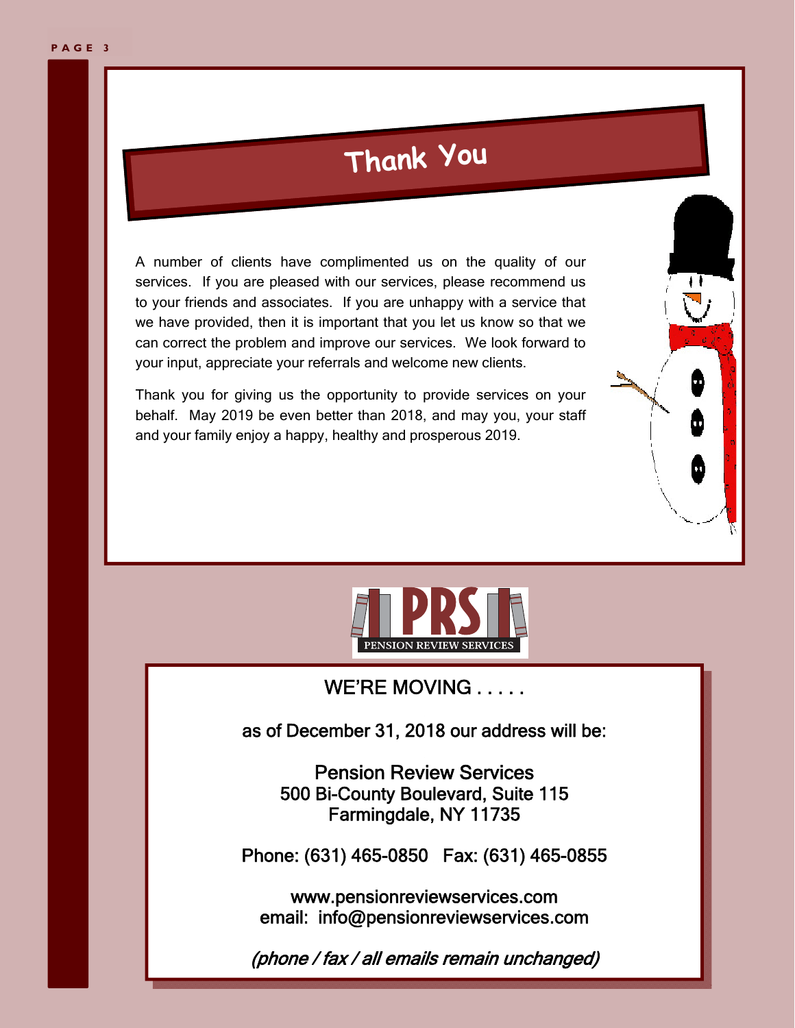# Thank You

A number of clients have complimented us on the quality of our services. If you are pleased with our services, please recommend us to your friends and associates. If you are unhappy with a service that we have provided, then it is important that you let us know so that we can correct the problem and improve our services. We look forward to your input, appreciate your referrals and welcome new clients.

Thank you for giving us the opportunity to provide services on your behalf. May 2019 be even better than 2018, and may you, your staff and your family enjoy a happy, healthy and prosperous 2019.

PRS
PENSION REVIEW SERVICES

## WE'RE MOVING . . . . .

as of December 31, 2018 our address will be:

Pension Review Services
500 Bi-County Boulevard, Suite 115
Farmingdale, NY 11735

Phone: (631) 465-0850 Fax: (631) 465-0855

www.pensionreviewservices.com
email: info@pensionreviewservices.com

*(phone / fax / all emails remain unchanged)*